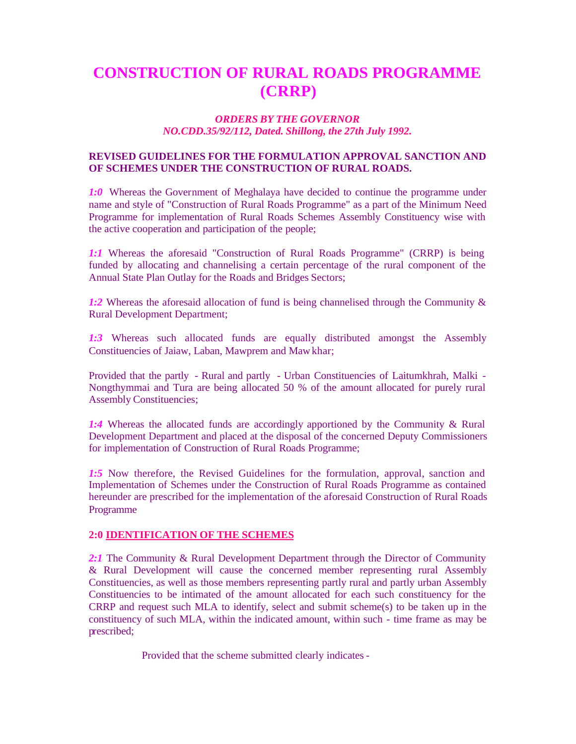# CONSTRUCTION OF RURAL ROADS PROGRAMME (CRRP)

*ORDERS BY THE GOVERNOR*
*NO.CDD.35/92/112, Dated. Shillong, the 27th July 1992.*

**REVISED GUIDELINES FOR THE FORMULATION APPROVAL SANCTION AND OF SCHEMES UNDER THE CONSTRUCTION OF RURAL ROADS.**

*1:0* Whereas the Government of Meghalaya have decided to continue the programme under name and style of "Construction of Rural Roads Programme" as a part of the Minimum Need Programme for implementation of Rural Roads Schemes Assembly Constituency wise with the active cooperation and participation of the people;

*1:1* Whereas the aforesaid "Construction of Rural Roads Programme" (CRRP) is being funded by allocating and channelising a certain percentage of the rural component of the Annual State Plan Outlay for the Roads and Bridges Sectors;

*1:2* Whereas the aforesaid allocation of fund is being channelised through the Community & Rural Development Department;

*1:3* Whereas such allocated funds are equally distributed amongst the Assembly Constituencies of Jaiaw, Laban, Mawprem and Mawkhar;

Provided that the partly - Rural and partly - Urban Constituencies of Laitumkhrah, Malki - Nongthymmai and Tura are being allocated 50 % of the amount allocated for purely rural Assembly Constituencies;

*1:4* Whereas the allocated funds are accordingly apportioned by the Community & Rural Development Department and placed at the disposal of the concerned Deputy Commissioners for implementation of Construction of Rural Roads Programme;

*1:5* Now therefore, the Revised Guidelines for the formulation, approval, sanction and Implementation of Schemes under the Construction of Rural Roads Programme as contained hereunder are prescribed for the implementation of the aforesaid Construction of Rural Roads Programme

## 2:0 IDENTIFICATION OF THE SCHEMES

*2:1* The Community & Rural Development Department through the Director of Community & Rural Development will cause the concerned member representing rural Assembly Constituencies, as well as those members representing partly rural and partly urban Assembly Constituencies to be intimated of the amount allocated for each such constituency for the CRRP and request such MLA to identify, select and submit scheme(s) to be taken up in the constituency of such MLA, within the indicated amount, within such - time frame as may be prescribed;

Provided that the scheme submitted clearly indicates -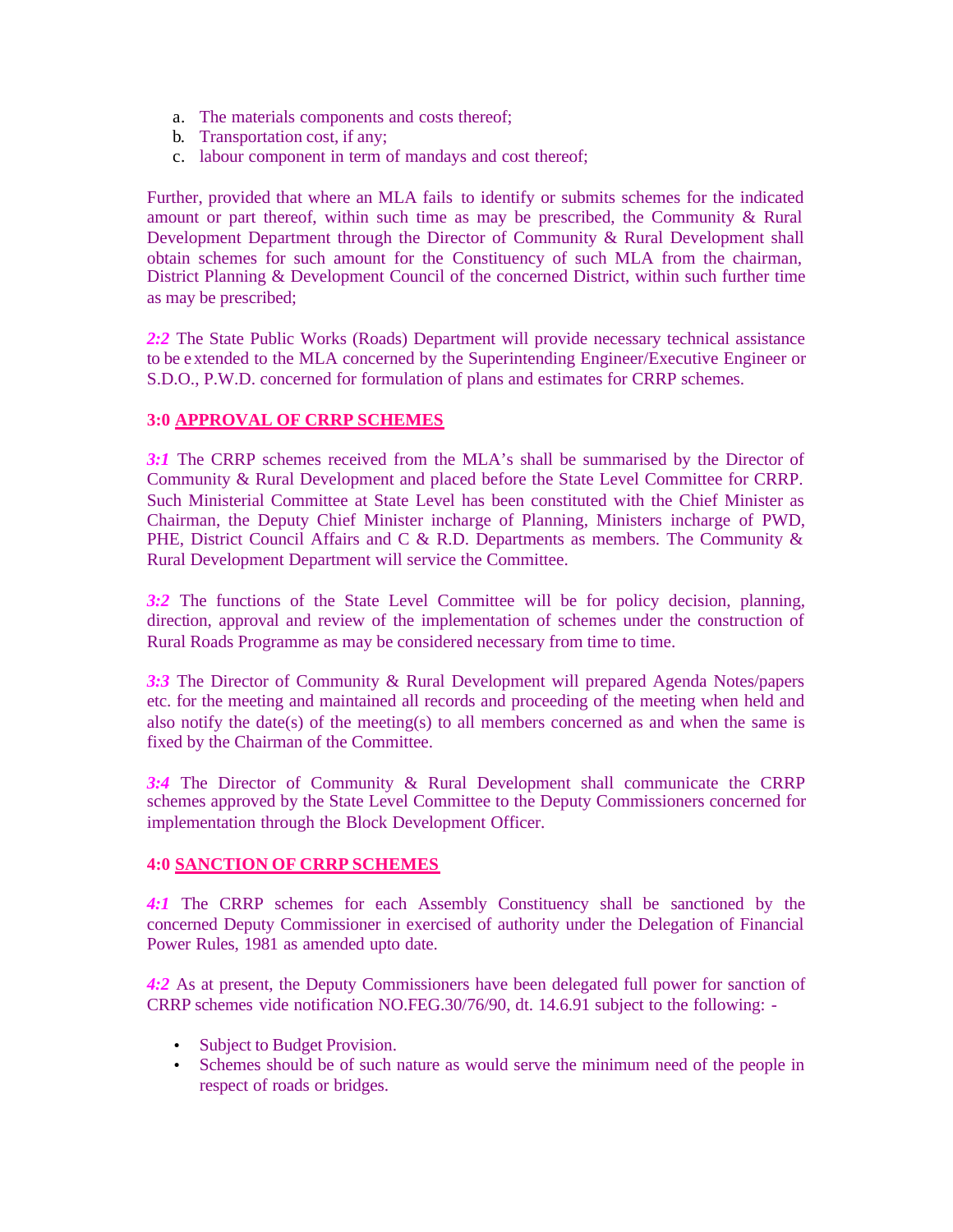a. The materials components and costs thereof;
b. Transportation cost, if any;
c. labour component in term of mandays and cost thereof;

Further, provided that where an MLA fails to identify or submits schemes for the indicated amount or part thereof, within such time as may be prescribed, the Community & Rural Development Department through the Director of Community & Rural Development shall obtain schemes for such amount for the Constituency of such MLA from the chairman, District Planning & Development Council of the concerned District, within such further time as may be prescribed;

***2:2*** The State Public Works (Roads) Department will provide necessary technical assistance to be extended to the MLA concerned by the Superintending Engineer/Executive Engineer or S.D.O., P.W.D. concerned for formulation of plans and estimates for CRRP schemes.

## 3:0 APPROVAL OF CRRP SCHEMES

***3:1*** The CRRP schemes received from the MLA's shall be summarised by the Director of Community & Rural Development and placed before the State Level Committee for CRRP. Such Ministerial Committee at State Level has been constituted with the Chief Minister as Chairman, the Deputy Chief Minister incharge of Planning, Ministers incharge of PWD, PHE, District Council Affairs and C & R.D. Departments as members. The Community & Rural Development Department will service the Committee.

***3:2*** The functions of the State Level Committee will be for policy decision, planning, direction, approval and review of the implementation of schemes under the construction of Rural Roads Programme as may be considered necessary from time to time.

***3:3*** The Director of Community & Rural Development will prepared Agenda Notes/papers etc. for the meeting and maintained all records and proceeding of the meeting when held and also notify the date(s) of the meeting(s) to all members concerned as and when the same is fixed by the Chairman of the Committee.

***3:4*** The Director of Community & Rural Development shall communicate the CRRP schemes approved by the State Level Committee to the Deputy Commissioners concerned for implementation through the Block Development Officer.

## 4:0 SANCTION OF CRRP SCHEMES

***4:1*** The CRRP schemes for each Assembly Constituency shall be sanctioned by the concerned Deputy Commissioner in exercised of authority under the Delegation of Financial Power Rules, 1981 as amended upto date.

***4:2*** As at present, the Deputy Commissioners have been delegated full power for sanction of CRRP schemes vide notification NO.FEG.30/76/90, dt. 14.6.91 subject to the following: -

- Subject to Budget Provision.
- Schemes should be of such nature as would serve the minimum need of the people in respect of roads or bridges.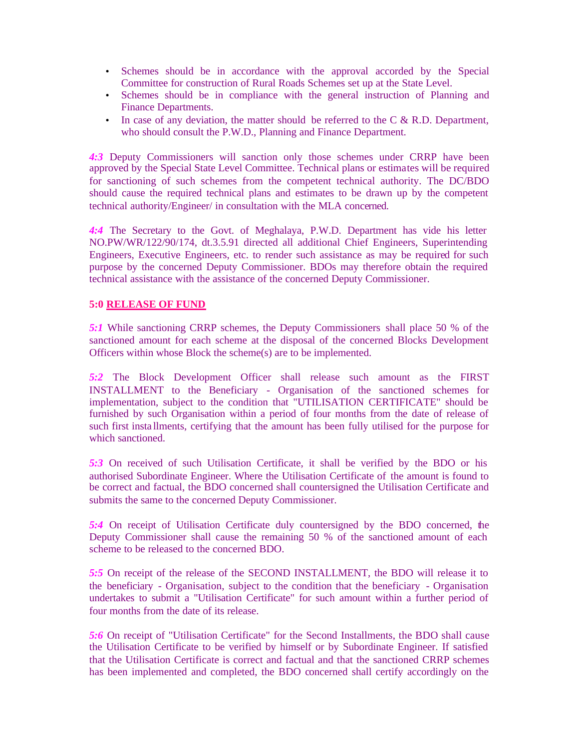- Schemes should be in accordance with the approval accorded by the Special Committee for construction of Rural Roads Schemes set up at the State Level.
- Schemes should be in compliance with the general instruction of Planning and Finance Departments.
- In case of any deviation, the matter should be referred to the C & R.D. Department, who should consult the P.W.D., Planning and Finance Department.

***4:3*** Deputy Commissioners will sanction only those schemes under CRRP have been approved by the Special State Level Committee. Technical plans or estimates will be required for sanctioning of such schemes from the competent technical authority. The DC/BDO should cause the required technical plans and estimates to be drawn up by the competent technical authority/Engineer/ in consultation with the MLA concerned.

***4:4*** The Secretary to the Govt. of Meghalaya, P.W.D. Department has vide his letter NO.PW/WR/122/90/174, dt.3.5.91 directed all additional Chief Engineers, Superintending Engineers, Executive Engineers, etc. to render such assistance as may be required for such purpose by the concerned Deputy Commissioner. BDOs may therefore obtain the required technical assistance with the assistance of the concerned Deputy Commissioner.

## 5:0 RELEASE OF FUND

***5:1*** While sanctioning CRRP schemes, the Deputy Commissioners shall place 50 % of the sanctioned amount for each scheme at the disposal of the concerned Blocks Development Officers within whose Block the scheme(s) are to be implemented.

***5:2*** The Block Development Officer shall release such amount as the FIRST INSTALLMENT to the Beneficiary - Organisation of the sanctioned schemes for implementation, subject to the condition that "UTILISATION CERTIFICATE" should be furnished by such Organisation within a period of four months from the date of release of such first installments, certifying that the amount has been fully utilised for the purpose for which sanctioned.

***5:3*** On received of such Utilisation Certificate, it shall be verified by the BDO or his authorised Subordinate Engineer. Where the Utilisation Certificate of the amount is found to be correct and factual, the BDO concerned shall countersigned the Utilisation Certificate and submits the same to the concerned Deputy Commissioner.

***5:4*** On receipt of Utilisation Certificate duly countersigned by the BDO concerned, the Deputy Commissioner shall cause the remaining 50 % of the sanctioned amount of each scheme to be released to the concerned BDO.

***5:5*** On receipt of the release of the SECOND INSTALLMENT, the BDO will release it to the beneficiary - Organisation, subject to the condition that the beneficiary - Organisation undertakes to submit a "Utilisation Certificate" for such amount within a further period of four months from the date of its release.

***5:6*** On receipt of "Utilisation Certificate" for the Second Installments, the BDO shall cause the Utilisation Certificate to be verified by himself or by Subordinate Engineer. If satisfied that the Utilisation Certificate is correct and factual and that the sanctioned CRRP schemes has been implemented and completed, the BDO concerned shall certify accordingly on the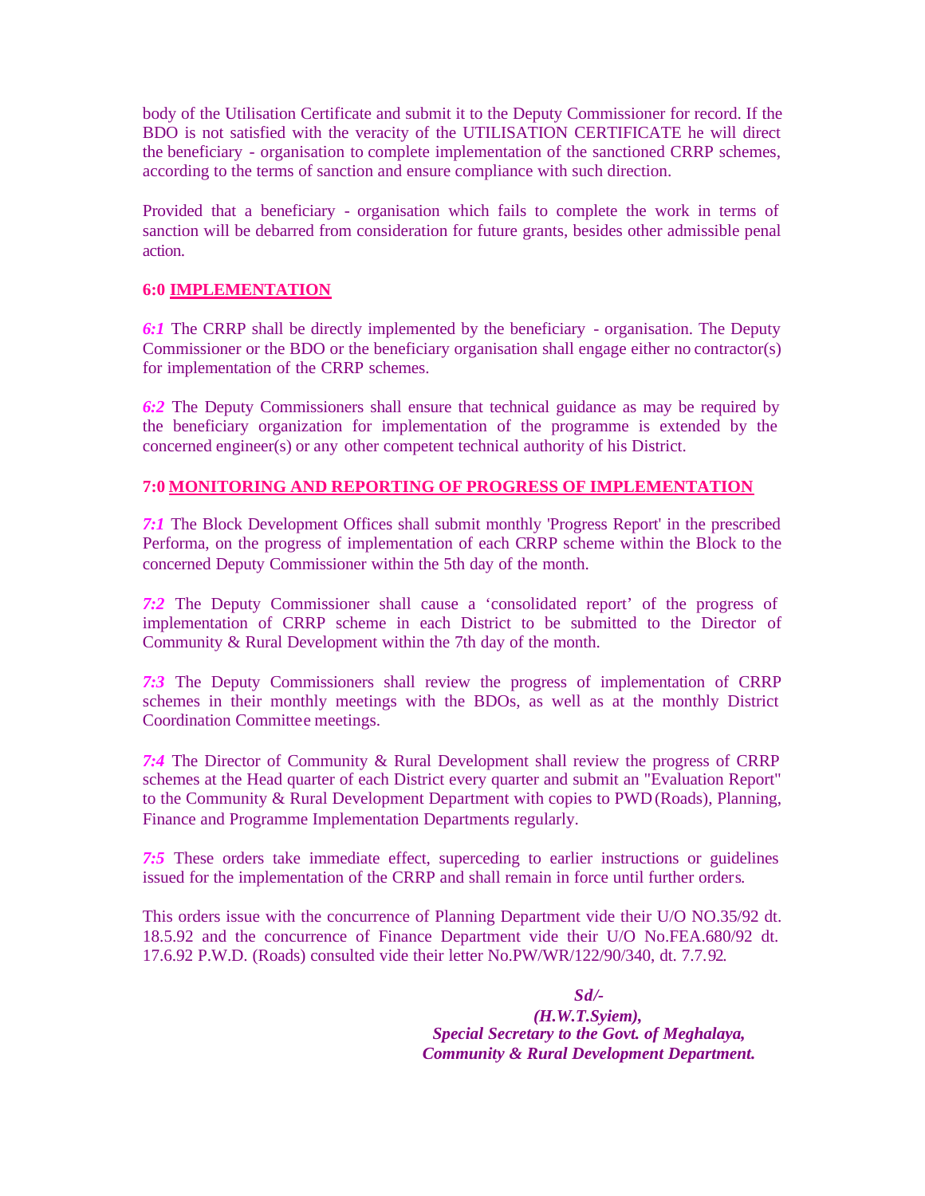body of the Utilisation Certificate and submit it to the Deputy Commissioner for record. If the BDO is not satisfied with the veracity of the UTILISATION CERTIFICATE he will direct the beneficiary - organisation to complete implementation of the sanctioned CRRP schemes, according to the terms of sanction and ensure compliance with such direction.

Provided that a beneficiary - organisation which fails to complete the work in terms of sanction will be debarred from consideration for future grants, besides other admissible penal action.

**6:0 <u>IMPLEMENTATION</u>**

***6:1*** The CRRP shall be directly implemented by the beneficiary - organisation. The Deputy Commissioner or the BDO or the beneficiary organisation shall engage either no contractor(s) for implementation of the CRRP schemes.

***6:2*** The Deputy Commissioners shall ensure that technical guidance as may be required by the beneficiary organization for implementation of the programme is extended by the concerned engineer(s) or any other competent technical authority of his District.

**7:0 <u>MONITORING AND REPORTING OF PROGRESS OF IMPLEMENTATION</u>**

***7:1*** The Block Development Offices shall submit monthly 'Progress Report' in the prescribed Performa, on the progress of implementation of each CRRP scheme within the Block to the concerned Deputy Commissioner within the 5th day of the month.

***7:2*** The Deputy Commissioner shall cause a 'consolidated report' of the progress of implementation of CRRP scheme in each District to be submitted to the Director of Community & Rural Development within the 7th day of the month.

***7:3*** The Deputy Commissioners shall review the progress of implementation of CRRP schemes in their monthly meetings with the BDOs, as well as at the monthly District Coordination Committee meetings.

***7:4*** The Director of Community & Rural Development shall review the progress of CRRP schemes at the Head quarter of each District every quarter and submit an "Evaluation Report" to the Community & Rural Development Department with copies to PWD (Roads), Planning, Finance and Programme Implementation Departments regularly.

***7:5*** These orders take immediate effect, superceding to earlier instructions or guidelines issued for the implementation of the CRRP and shall remain in force until further orders.

This orders issue with the concurrence of Planning Department vide their U/O NO.35/92 dt. 18.5.92 and the concurrence of Finance Department vide their U/O No.FEA.680/92 dt. 17.6.92 P.W.D. (Roads) consulted vide their letter No.PW/WR/122/90/340, dt. 7.7.92.

***Sd/-***
***(H.W.T.Syiem),***
***Special Secretary to the Govt. of Meghalaya,***
***Community & Rural Development Department.***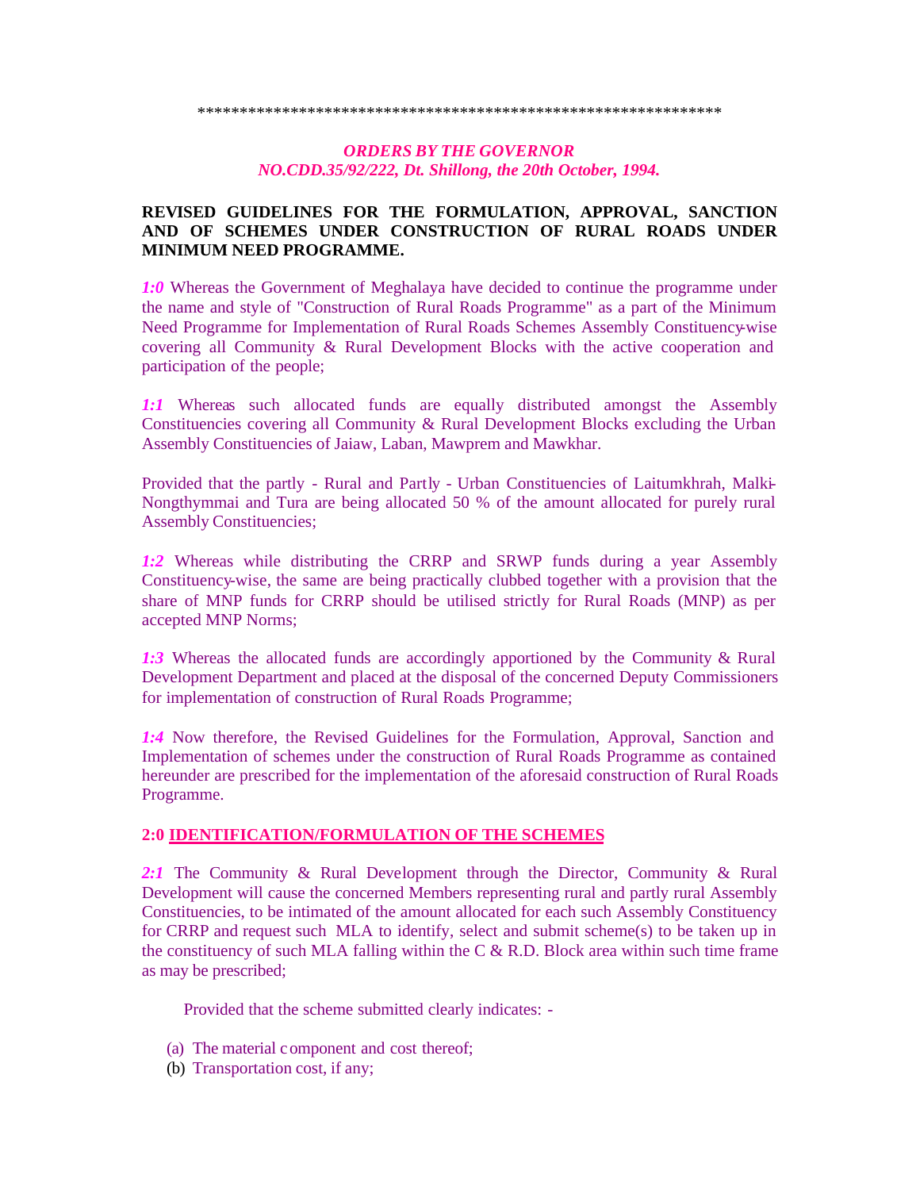\*\*\*\*\*\*\*\*\*\*\*\*\*\*\*\*\*\*\*\*\*\*\*\*\*\*\*\*\*\*\*\*\*\*\*\*\*\*\*\*\*\*\*\*\*\*\*\*\*\*\*\*\*\*\*\*\*\*\*\*\*\*

***ORDERS BY THE GOVERNOR***
***NO.CDD.35/92/222, Dt. Shillong, the 20th October, 1994.***

**REVISED GUIDELINES FOR THE FORMULATION, APPROVAL, SANCTION AND OF SCHEMES UNDER CONSTRUCTION OF RURAL ROADS UNDER MINIMUM NEED PROGRAMME.**

***1:0*** Whereas the Government of Meghalaya have decided to continue the programme under the name and style of "Construction of Rural Roads Programme" as a part of the Minimum Need Programme for Implementation of Rural Roads Schemes Assembly Constituency-wise covering all Community & Rural Development Blocks with the active cooperation and participation of the people;

***1:1*** Whereas such allocated funds are equally distributed amongst the Assembly Constituencies covering all Community & Rural Development Blocks excluding the Urban Assembly Constituencies of Jaiaw, Laban, Mawprem and Mawkhar.

Provided that the partly - Rural and Partly - Urban Constituencies of Laitumkhrah, Malki-Nongthymmai and Tura are being allocated 50 % of the amount allocated for purely rural Assembly Constituencies;

***1:2*** Whereas while distributing the CRRP and SRWP funds during a year Assembly Constituency-wise, the same are being practically clubbed together with a provision that the share of MNP funds for CRRP should be utilised strictly for Rural Roads (MNP) as per accepted MNP Norms;

***1:3*** Whereas the allocated funds are accordingly apportioned by the Community & Rural Development Department and placed at the disposal of the concerned Deputy Commissioners for implementation of construction of Rural Roads Programme;

***1:4*** Now therefore, the Revised Guidelines for the Formulation, Approval, Sanction and Implementation of schemes under the construction of Rural Roads Programme as contained hereunder are prescribed for the implementation of the aforesaid construction of Rural Roads Programme.

**2:0 <u>IDENTIFICATION/FORMULATION OF THE SCHEMES</u>**

***2:1*** The Community & Rural Development through the Director, Community & Rural Development will cause the concerned Members representing rural and partly rural Assembly Constituencies, to be intimated of the amount allocated for each such Assembly Constituency for CRRP and request such MLA to identify, select and submit scheme(s) to be taken up in the constituency of such MLA falling within the C & R.D. Block area within such time frame as may be prescribed;

Provided that the scheme submitted clearly indicates: -

(a) The material component and cost thereof;
(b) Transportation cost, if any;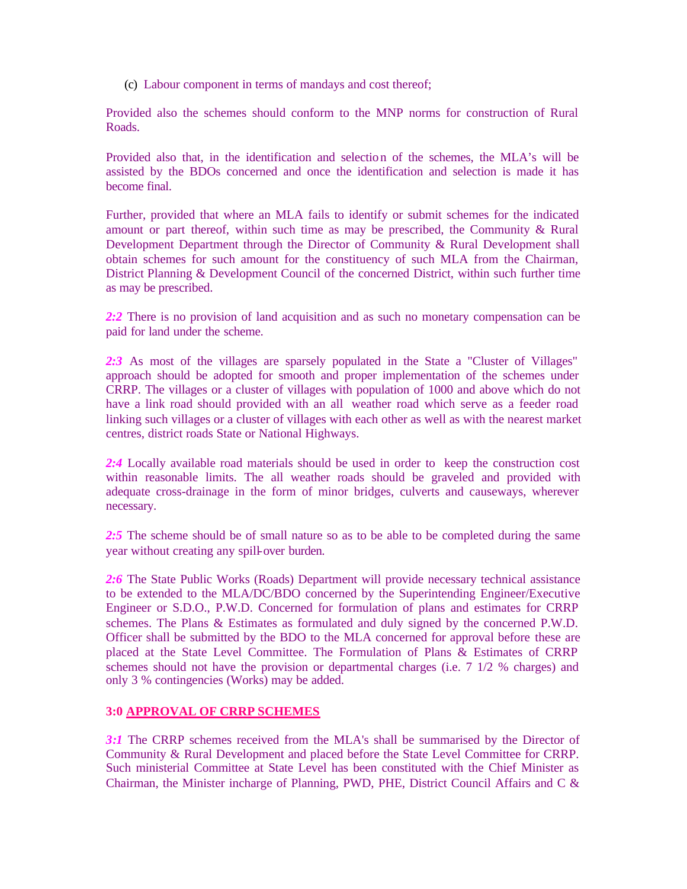(c) Labour component in terms of mandays and cost thereof;

Provided also the schemes should conform to the MNP norms for construction of Rural Roads.

Provided also that, in the identification and selection of the schemes, the MLA's will be assisted by the BDOs concerned and once the identification and selection is made it has become final.

Further, provided that where an MLA fails to identify or submit schemes for the indicated amount or part thereof, within such time as may be prescribed, the Community & Rural Development Department through the Director of Community & Rural Development shall obtain schemes for such amount for the constituency of such MLA from the Chairman, District Planning & Development Council of the concerned District, within such further time as may be prescribed.

***2:2*** There is no provision of land acquisition and as such no monetary compensation can be paid for land under the scheme.

***2:3*** As most of the villages are sparsely populated in the State a "Cluster of Villages" approach should be adopted for smooth and proper implementation of the schemes under CRRP. The villages or a cluster of villages with population of 1000 and above which do not have a link road should provided with an all weather road which serve as a feeder road linking such villages or a cluster of villages with each other as well as with the nearest market centres, district roads State or National Highways.

***2:4*** Locally available road materials should be used in order to keep the construction cost within reasonable limits. The all weather roads should be graveled and provided with adequate cross-drainage in the form of minor bridges, culverts and causeways, wherever necessary.

***2:5*** The scheme should be of small nature so as to be able to be completed during the same year without creating any spill-over burden.

***2:6*** The State Public Works (Roads) Department will provide necessary technical assistance to be extended to the MLA/DC/BDO concerned by the Superintending Engineer/Executive Engineer or S.D.O., P.W.D. Concerned for formulation of plans and estimates for CRRP schemes. The Plans & Estimates as formulated and duly signed by the concerned P.W.D. Officer shall be submitted by the BDO to the MLA concerned for approval before these are placed at the State Level Committee. The Formulation of Plans & Estimates of CRRP schemes should not have the provision or departmental charges (i.e. 7 1/2 % charges) and only 3 % contingencies (Works) may be added.

**3:0 <u>APPROVAL OF CRRP SCHEMES</u>**

***3:1*** The CRRP schemes received from the MLA's shall be summarised by the Director of Community & Rural Development and placed before the State Level Committee for CRRP. Such ministerial Committee at State Level has been constituted with the Chief Minister as Chairman, the Minister incharge of Planning, PWD, PHE, District Council Affairs and C &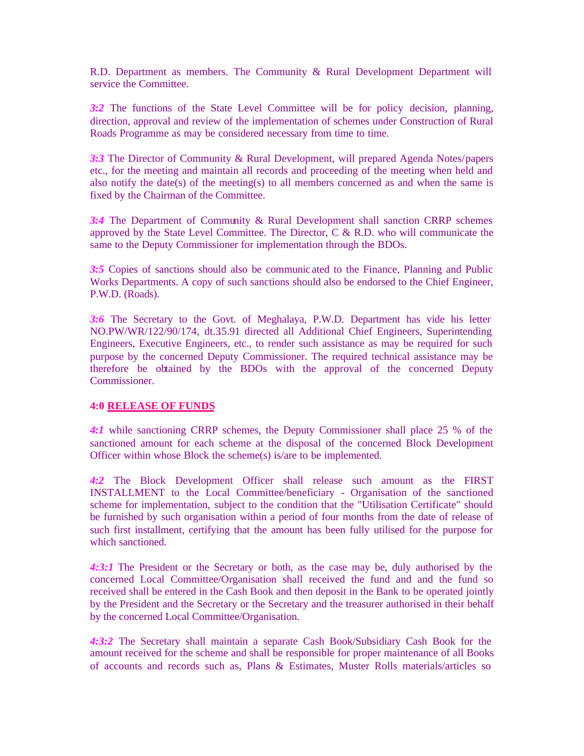R.D. Department as members. The Community & Rural Development Department will service the Committee.

***3:2*** The functions of the State Level Committee will be for policy decision, planning, direction, approval and review of the implementation of schemes under Construction of Rural Roads Programme as may be considered necessary from time to time.

***3:3*** The Director of Community & Rural Development, will prepared Agenda Notes/papers etc., for the meeting and maintain all records and proceeding of the meeting when held and also notify the date(s) of the meeting(s) to all members concerned as and when the same is fixed by the Chairman of the Committee.

***3:4*** The Department of Community & Rural Development shall sanction CRRP schemes approved by the State Level Committee. The Director, C & R.D. who will communicate the same to the Deputy Commissioner for implementation through the BDOs.

***3:5*** Copies of sanctions should also be communicated to the Finance, Planning and Public Works Departments. A copy of such sanctions should also be endorsed to the Chief Engineer, P.W.D. (Roads).

***3:6*** The Secretary to the Govt. of Meghalaya, P.W.D. Department has vide his letter NO.PW/WR/122/90/174, dt.35.91 directed all Additional Chief Engineers, Superintending Engineers, Executive Engineers, etc., to render such assistance as may be required for such purpose by the concerned Deputy Commissioner. The required technical assistance may be therefore be obtained by the BDOs with the approval of the concerned Deputy Commissioner.

**4:0 <u>RELEASE OF FUNDS</u>**

***4:1*** while sanctioning CRRP schemes, the Deputy Commissioner shall place 25 % of the sanctioned amount for each scheme at the disposal of the concerned Block Development Officer within whose Block the scheme(s) is/are to be implemented.

***4:2*** The Block Development Officer shall release such amount as the FIRST INSTALLMENT to the Local Committee/beneficiary - Organisation of the sanctioned scheme for implementation, subject to the condition that the "Utilisation Certificate" should be furnished by such organisation within a period of four months from the date of release of such first installment, certifying that the amount has been fully utilised for the purpose for which sanctioned.

***4:3:1*** The President or the Secretary or both, as the case may be, duly authorised by the concerned Local Committee/Organisation shall received the fund and and the fund so received shall be entered in the Cash Book and then deposit in the Bank to be operated jointly by the President and the Secretary or the Secretary and the treasurer authorised in their behalf by the concerned Local Committee/Organisation.

***4:3:2*** The Secretary shall maintain a separate Cash Book/Subsidiary Cash Book for the amount received for the scheme and shall be responsible for proper maintenance of all Books of accounts and records such as, Plans & Estimates, Muster Rolls materials/articles so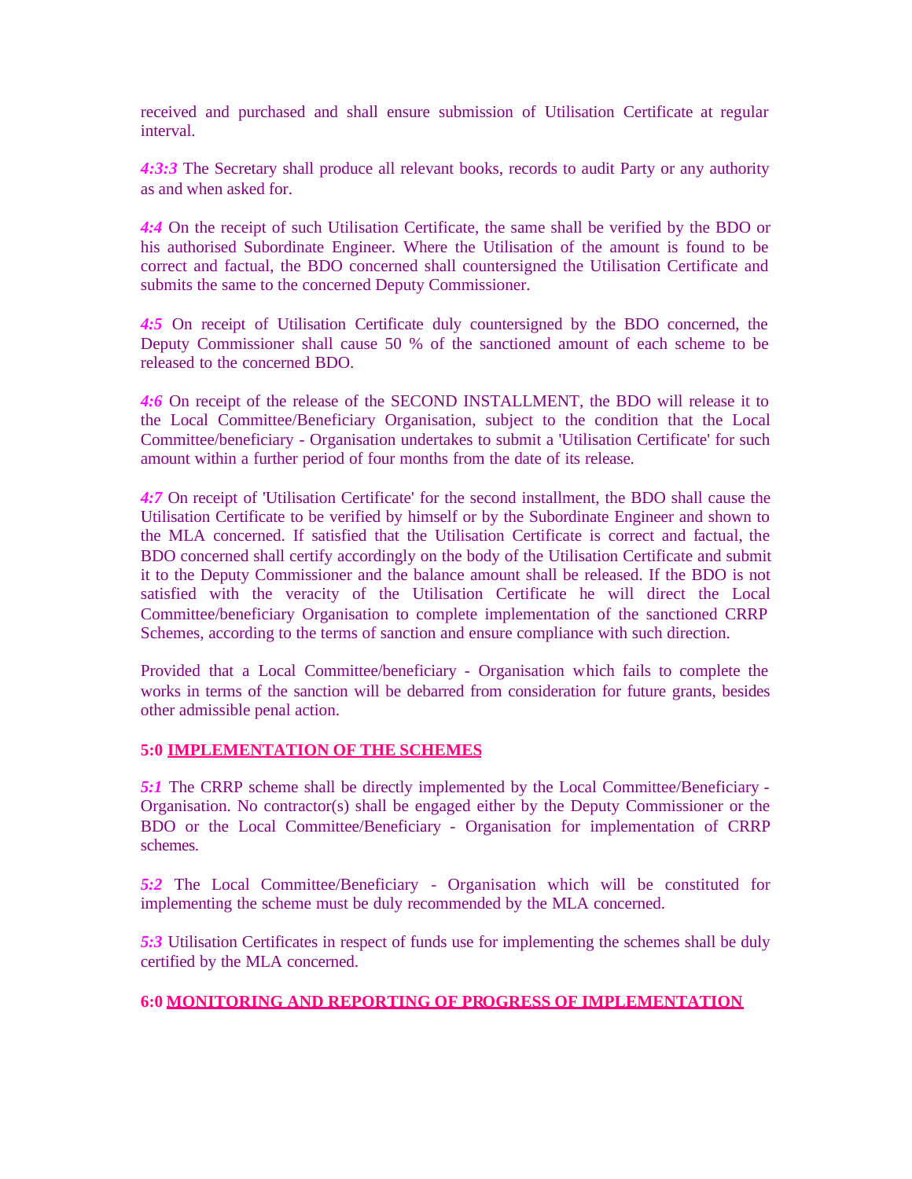received and purchased and shall ensure submission of Utilisation Certificate at regular interval.

***4:3:3*** The Secretary shall produce all relevant books, records to audit Party or any authority as and when asked for.

***4:4*** On the receipt of such Utilisation Certificate, the same shall be verified by the BDO or his authorised Subordinate Engineer. Where the Utilisation of the amount is found to be correct and factual, the BDO concerned shall countersigned the Utilisation Certificate and submits the same to the concerned Deputy Commissioner.

***4:5*** On receipt of Utilisation Certificate duly countersigned by the BDO concerned, the Deputy Commissioner shall cause 50 % of the sanctioned amount of each scheme to be released to the concerned BDO.

***4:6*** On receipt of the release of the SECOND INSTALLMENT, the BDO will release it to the Local Committee/Beneficiary Organisation, subject to the condition that the Local Committee/beneficiary - Organisation undertakes to submit a 'Utilisation Certificate' for such amount within a further period of four months from the date of its release.

***4:7*** On receipt of 'Utilisation Certificate' for the second installment, the BDO shall cause the Utilisation Certificate to be verified by himself or by the Subordinate Engineer and shown to the MLA concerned. If satisfied that the Utilisation Certificate is correct and factual, the BDO concerned shall certify accordingly on the body of the Utilisation Certificate and submit it to the Deputy Commissioner and the balance amount shall be released. If the BDO is not satisfied with the veracity of the Utilisation Certificate he will direct the Local Committee/beneficiary Organisation to complete implementation of the sanctioned CRRP Schemes, according to the terms of sanction and ensure compliance with such direction.

Provided that a Local Committee/beneficiary - Organisation which fails to complete the works in terms of the sanction will be debarred from consideration for future grants, besides other admissible penal action.

## 5:0 IMPLEMENTATION OF THE SCHEMES

***5:1*** The CRRP scheme shall be directly implemented by the Local Committee/Beneficiary - Organisation. No contractor(s) shall be engaged either by the Deputy Commissioner or the BDO or the Local Committee/Beneficiary - Organisation for implementation of CRRP schemes.

***5:2*** The Local Committee/Beneficiary - Organisation which will be constituted for implementing the scheme must be duly recommended by the MLA concerned.

***5:3*** Utilisation Certificates in respect of funds use for implementing the schemes shall be duly certified by the MLA concerned.

## 6:0 MONITORING AND REPORTING OF PROGRESS OF IMPLEMENTATION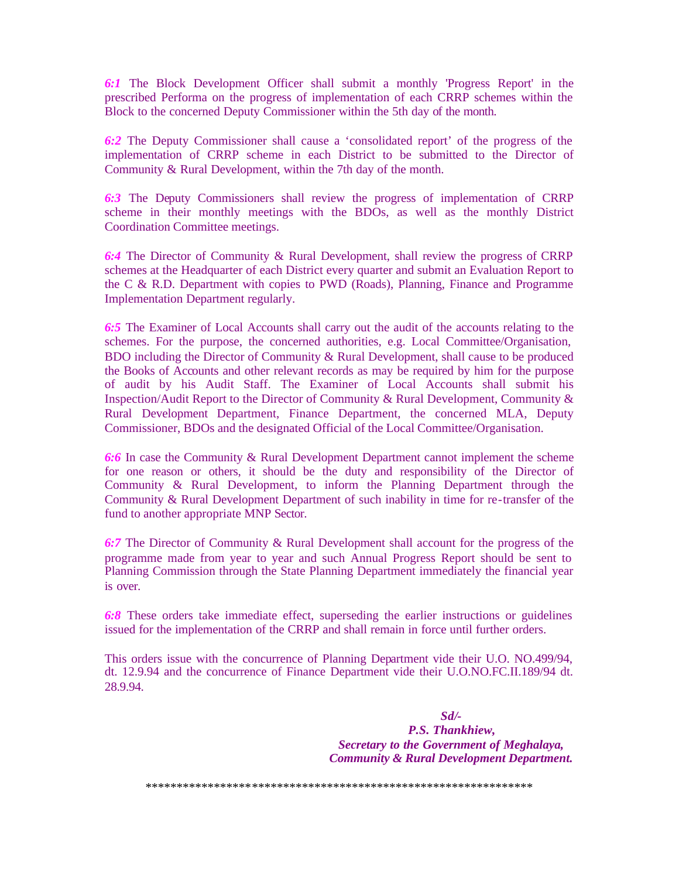***6:1*** The Block Development Officer shall submit a monthly 'Progress Report' in the prescribed Performa on the progress of implementation of each CRRP schemes within the Block to the concerned Deputy Commissioner within the 5th day of the month.

***6:2*** The Deputy Commissioner shall cause a 'consolidated report' of the progress of the implementation of CRRP scheme in each District to be submitted to the Director of Community & Rural Development, within the 7th day of the month.

***6:3*** The Deputy Commissioners shall review the progress of implementation of CRRP scheme in their monthly meetings with the BDOs, as well as the monthly District Coordination Committee meetings.

***6:4*** The Director of Community & Rural Development, shall review the progress of CRRP schemes at the Headquarter of each District every quarter and submit an Evaluation Report to the C & R.D. Department with copies to PWD (Roads), Planning, Finance and Programme Implementation Department regularly.

***6:5*** The Examiner of Local Accounts shall carry out the audit of the accounts relating to the schemes. For the purpose, the concerned authorities, e.g. Local Committee/Organisation, BDO including the Director of Community & Rural Development, shall cause to be produced the Books of Accounts and other relevant records as may be required by him for the purpose of audit by his Audit Staff. The Examiner of Local Accounts shall submit his Inspection/Audit Report to the Director of Community & Rural Development, Community & Rural Development Department, Finance Department, the concerned MLA, Deputy Commissioner, BDOs and the designated Official of the Local Committee/Organisation.

***6:6*** In case the Community & Rural Development Department cannot implement the scheme for one reason or others, it should be the duty and responsibility of the Director of Community & Rural Development, to inform the Planning Department through the Community & Rural Development Department of such inability in time for re-transfer of the fund to another appropriate MNP Sector.

***6:7*** The Director of Community & Rural Development shall account for the progress of the programme made from year to year and such Annual Progress Report should be sent to Planning Commission through the State Planning Department immediately the financial year is over.

***6:8*** These orders take immediate effect, superseding the earlier instructions or guidelines issued for the implementation of the CRRP and shall remain in force until further orders.

This orders issue with the concurrence of Planning Department vide their U.O. NO.499/94, dt. 12.9.94 and the concurrence of Finance Department vide their U.O.NO.FC.II.189/94 dt. 28.9.94.

***Sd/-***
***P.S. Thankhiew,***
***Secretary to the Government of Meghalaya,***
***Community & Rural Development Department.***

***************************************************************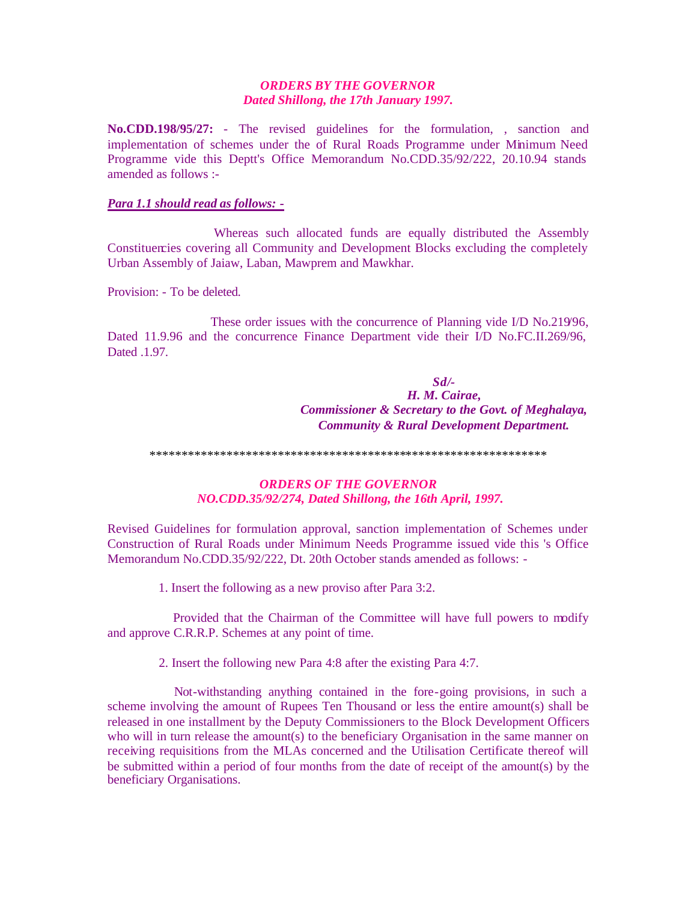***ORDERS BY THE GOVERNOR***
***Dated Shillong, the 17th January 1997.***

**No.CDD.198/95/27:** - The revised guidelines for the formulation, , sanction and implementation of schemes under the of Rural Roads Programme under Minimum Need Programme vide this Deptt's Office Memorandum No.CDD.35/92/222, 20.10.94 stands amended as follows :-

***Para 1.1 should read as follows: -***

Whereas such allocated funds are equally distributed the Assembly Constituencies covering all Community and Development Blocks excluding the completely Urban Assembly of Jaiaw, Laban, Mawprem and Mawkhar.

Provision: - To be deleted.

These order issues with the concurrence of Planning vide I/D No.219/96, Dated 11.9.96 and the concurrence Finance Department vide their I/D No.FC.II.269/96, Dated .1.97.

***Sd/-***
***H. M. Cairae,***
***Commissioner & Secretary to the Govt. of Meghalaya,***
***Community & Rural Development Department.***

*************************************************************

***ORDERS OF THE GOVERNOR***
***NO.CDD.35/92/274, Dated Shillong, the 16th April, 1997.***

Revised Guidelines for formulation approval, sanction implementation of Schemes under Construction of Rural Roads under Minimum Needs Programme issued vide this 's Office Memorandum No.CDD.35/92/222, Dt. 20th October stands amended as follows: -

1. Insert the following as a new proviso after Para 3:2.

Provided that the Chairman of the Committee will have full powers to modify and approve C.R.R.P. Schemes at any point of time.

2. Insert the following new Para 4:8 after the existing Para 4:7.

Not-withstanding anything contained in the fore-going provisions, in such a scheme involving the amount of Rupees Ten Thousand or less the entire amount(s) shall be released in one installment by the Deputy Commissioners to the Block Development Officers who will in turn release the amount(s) to the beneficiary Organisation in the same manner on receiving requisitions from the MLAs concerned and the Utilisation Certificate thereof will be submitted within a period of four months from the date of receipt of the amount(s) by the beneficiary Organisations.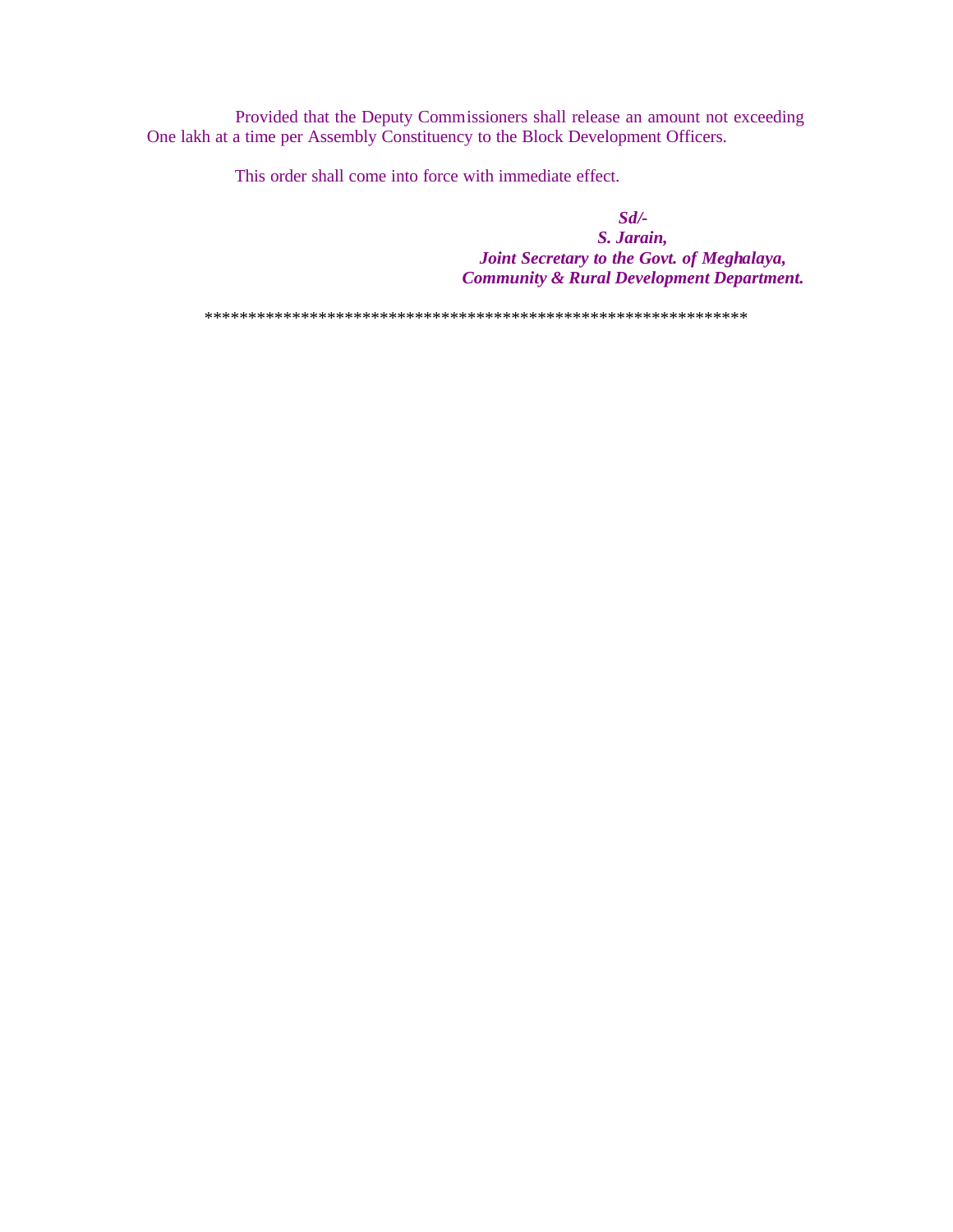Provided that the Deputy Commissioners shall release an amount not exceeding One lakh at a time per Assembly Constituency to the Block Development Officers.

This order shall come into force with immediate effect.

***Sd/-***
***S. Jarain,***
***Joint Secretary to the Govt. of Meghalaya,***
***Community & Rural Development Department.***

************************************************************